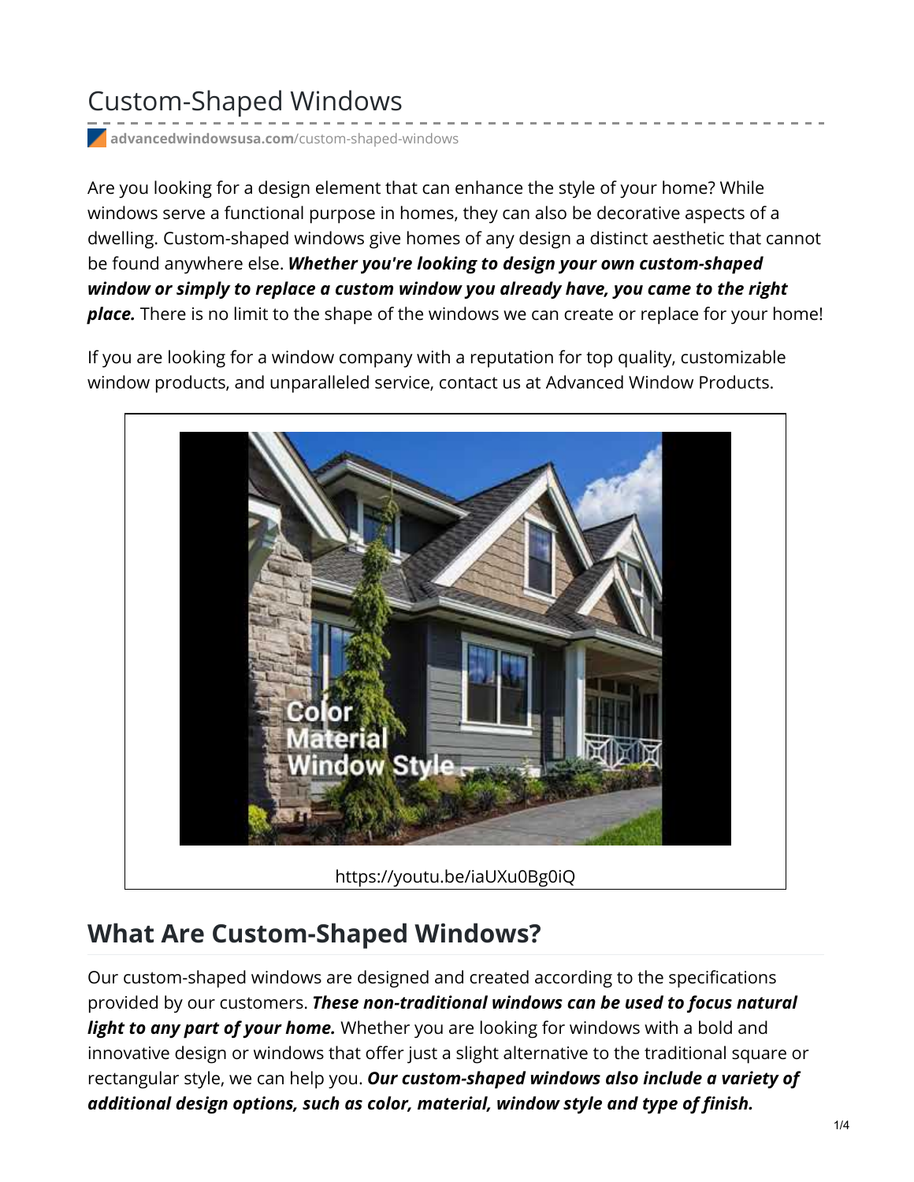# Custom-Shaped Windows

advancedwindowsusa.com/custom-shaped-windows

Are you looking for a design element that can enhance the style of your home? While windows serve a functional purpose in homes, they can also be decorative aspects of a dwelling. Custom-shaped windows give homes of any design a distinct aesthetic that cannot be found anywhere else. ***Whether you're looking to design your own custom-shaped window or simply to replace a custom window you already have, you came to the right place.*** There is no limit to the shape of the windows we can create or replace for your home!

If you are looking for a window company with a reputation for top quality, customizable window products, and unparalleled service, contact us at Advanced Window Products.

https://youtu.be/iaUXu0Bg0iQ

## What Are Custom-Shaped Windows?

Our custom-shaped windows are designed and created according to the specifications provided by our customers. ***These non-traditional windows can be used to focus natural light to any part of your home.*** Whether you are looking for windows with a bold and innovative design or windows that offer just a slight alternative to the traditional square or rectangular style, we can help you. ***Our custom-shaped windows also include a variety of additional design options, such as color, material, window style and type of finish.***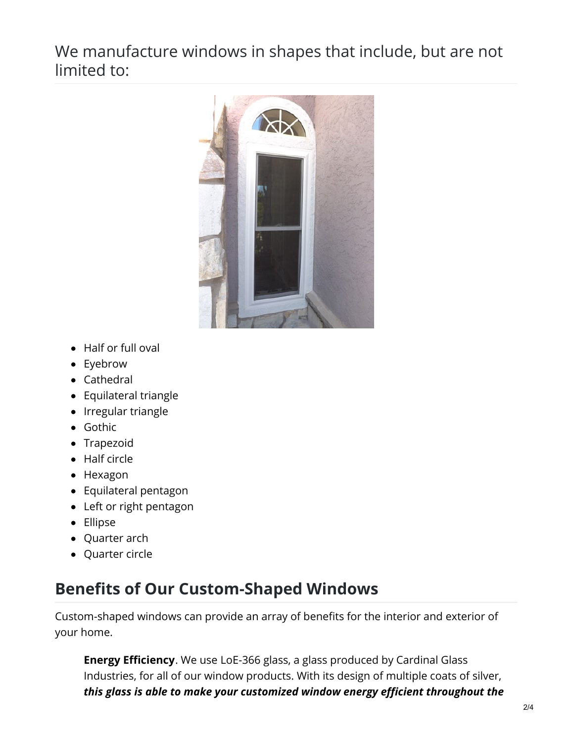We manufacture windows in shapes that include, but are not limited to:

- Half or full oval
- Eyebrow
- Cathedral
- Equilateral triangle
- Irregular triangle
- Gothic
- Trapezoid
- Half circle
- Hexagon
- Equilateral pentagon
- Left or right pentagon
- Ellipse
- Quarter arch
- Quarter circle

## Benefits of Our Custom-Shaped Windows

Custom-shaped windows can provide an array of benefits for the interior and exterior of your home.

> **Energy Efficiency**. We use LoE-366 glass, a glass produced by Cardinal Glass Industries, for all of our window products. With its design of multiple coats of silver, ***this glass is able to make your customized window energy efficient throughout the***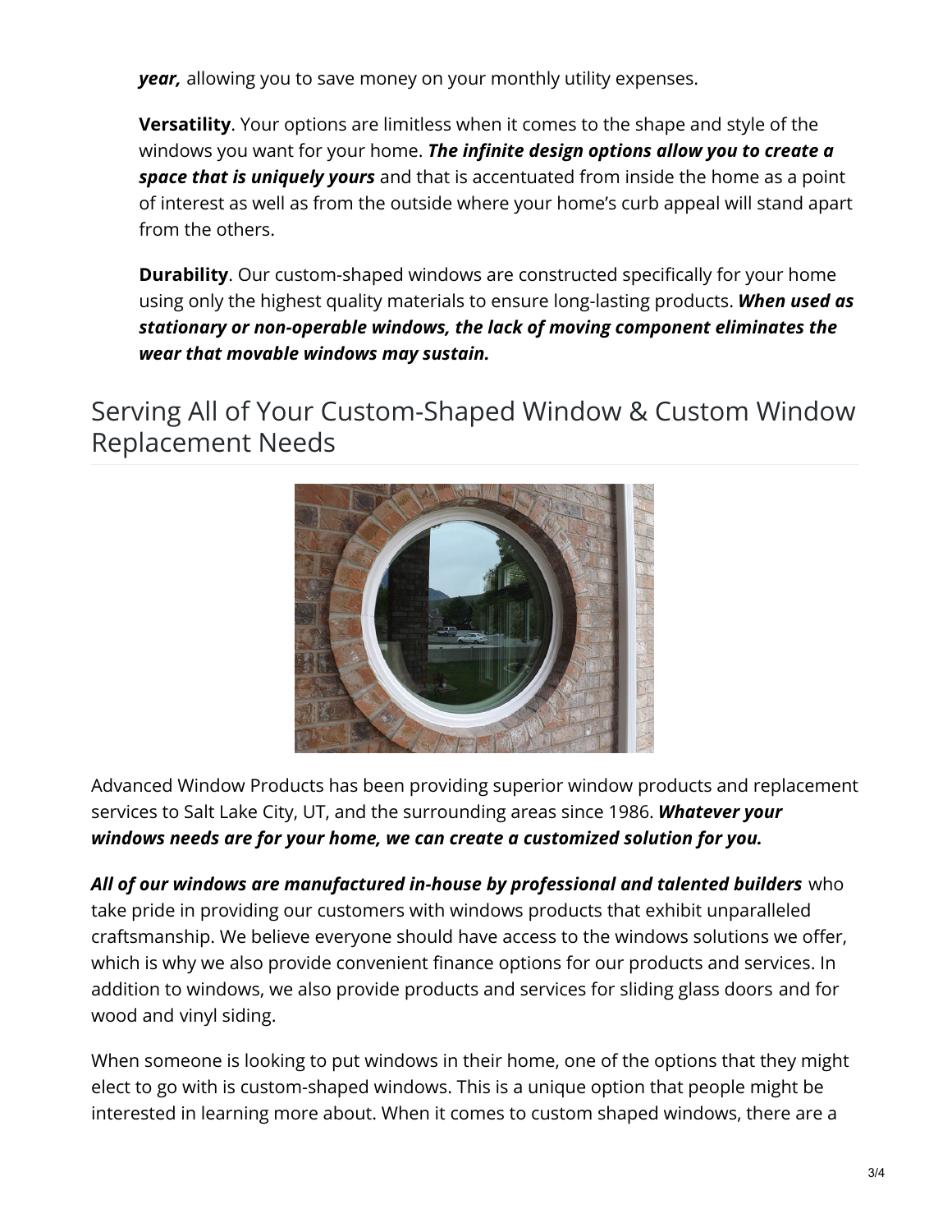***year,*** allowing you to save money on your monthly utility expenses.

**Versatility**. Your options are limitless when it comes to the shape and style of the windows you want for your home. ***The infinite design options allow you to create a space that is uniquely yours*** and that is accentuated from inside the home as a point of interest as well as from the outside where your home's curb appeal will stand apart from the others.

**Durability**. Our custom-shaped windows are constructed specifically for your home using only the highest quality materials to ensure long-lasting products. ***When used as stationary or non-operable windows, the lack of moving component eliminates the wear that movable windows may sustain.***

## Serving All of Your Custom-Shaped Window & Custom Window Replacement Needs

Advanced Window Products has been providing superior window products and replacement services to Salt Lake City, UT, and the surrounding areas since 1986. ***Whatever your windows needs are for your home, we can create a customized solution for you.***

***All of our windows are manufactured in-house by professional and talented builders*** who take pride in providing our customers with windows products that exhibit unparalleled craftsmanship. We believe everyone should have access to the windows solutions we offer, which is why we also provide convenient finance options for our products and services. In addition to windows, we also provide products and services for sliding glass doors and for wood and vinyl siding.

When someone is looking to put windows in their home, one of the options that they might elect to go with is custom-shaped windows. This is a unique option that people might be interested in learning more about. When it comes to custom shaped windows, there are a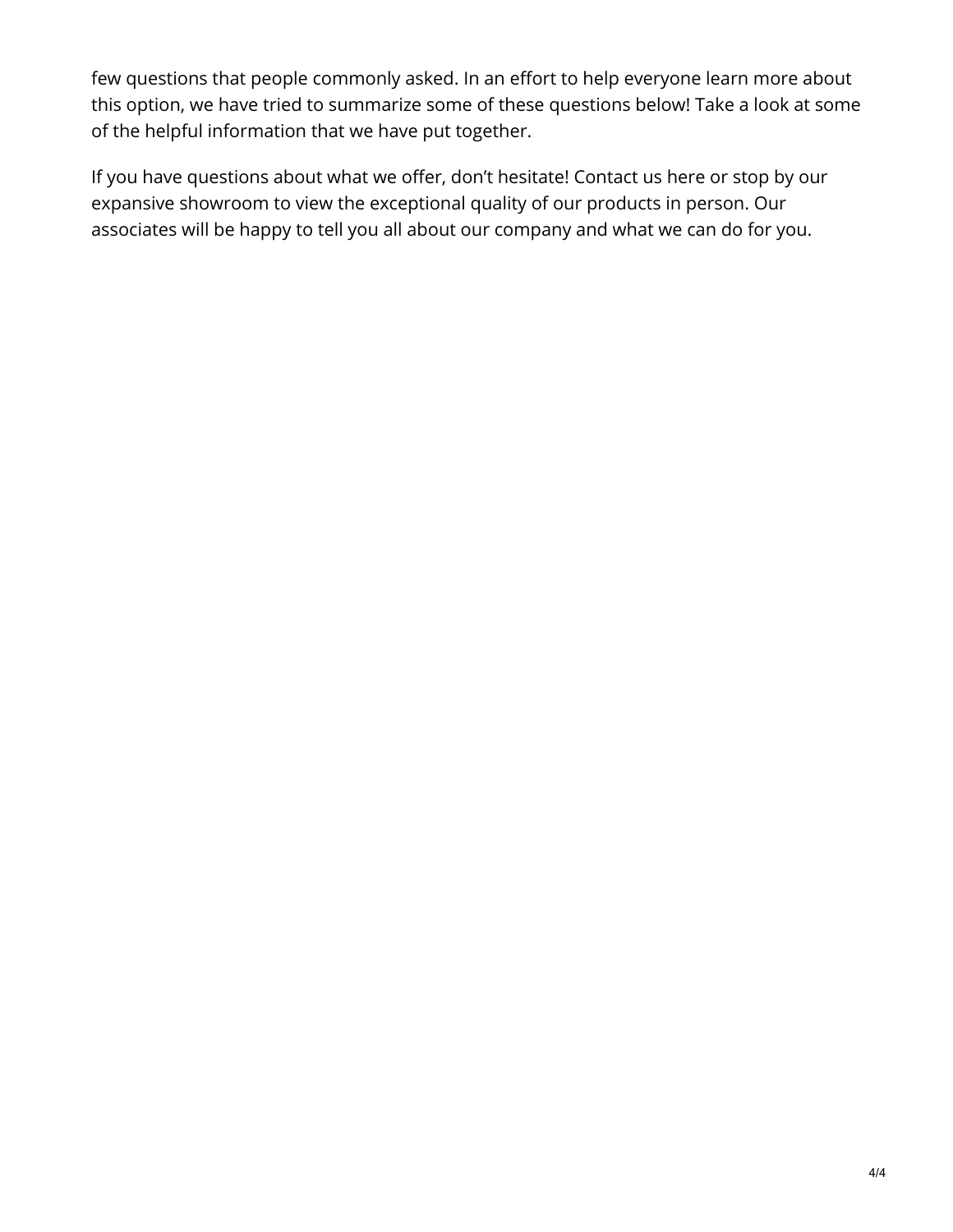few questions that people commonly asked. In an effort to help everyone learn more about this option, we have tried to summarize some of these questions below! Take a look at some of the helpful information that we have put together.

If you have questions about what we offer, don't hesitate! Contact us here or stop by our expansive showroom to view the exceptional quality of our products in person. Our associates will be happy to tell you all about our company and what we can do for you.